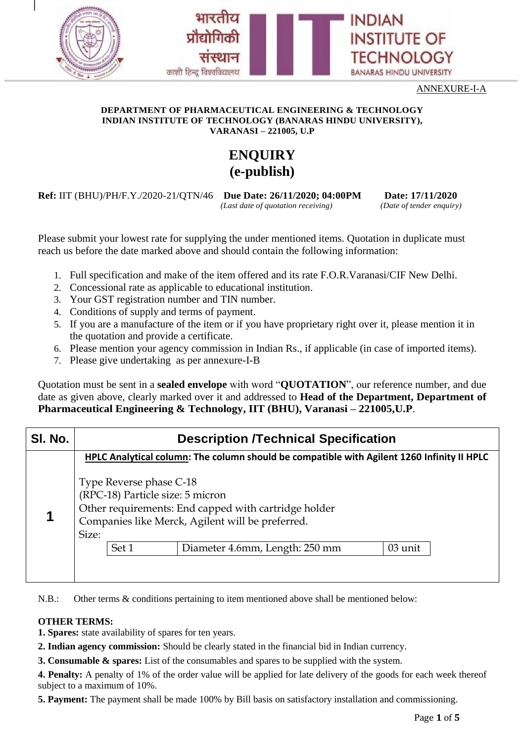भारतीय प्रौद्योगिकी संस्थान काशी हिन्दू विश्वविद्यालय

INDIAN INSTITUTE OF TECHNOLOGY BANARAS HINDU UNIVERSITY

ANNEXURE-I-A

**DEPARTMENT OF PHARMACEUTICAL ENGINEERING & TECHNOLOGY**
**INDIAN INSTITUTE OF TECHNOLOGY (BANARAS HINDU UNIVERSITY),**
**VARANASI – 221005, U.P**

# ENQUIRY
## (e-publish)

**Ref:** IIT (BHU)/PH/F.Y./2020-21/QTN/46 **Due Date: 26/11/2020; 04:00PM** *(Last date of quotation receiving)* **Date: 17/11/2020** *(Date of tender enquiry)*

Please submit your lowest rate for supplying the under mentioned items. Quotation in duplicate must reach us before the date marked above and should contain the following information:

1. Full specification and make of the item offered and its rate F.O.R.Varanasi/CIF New Delhi.
2. Concessional rate as applicable to educational institution.
3. Your GST registration number and TIN number.
4. Conditions of supply and terms of payment.
5. If you are a manufacture of the item or if you have proprietary right over it, please mention it in the quotation and provide a certificate.
6. Please mention your agency commission in Indian Rs., if applicable (in case of imported items).
7. Please give undertaking as per annexure-I-B

Quotation must be sent in a **sealed envelope** with word "**QUOTATION**", our reference number, and due date as given above, clearly marked over it and addressed to **Head of the Department, Department of Pharmaceutical Engineering & Technology, IIT (BHU), Varanasi – 221005,U.P**.

| Sl. No. | Description /Technical Specification |
|---|---|
| 1 | **HPLC Analytical column: The column should be compatible with Agilent 1260 Infinity II HPLC**<br><br>Type Reverse phase C-18<br>(RPC-18) Particle size: 5 micron<br>Other requirements: End capped with cartridge holder<br>Companies like Merck, Agilent will be preferred.<br>Size:<br>Set 1 — Diameter 4.6mm, Length: 250 mm — 03 unit |

N.B.: Other terms & conditions pertaining to item mentioned above shall be mentioned below:

**OTHER TERMS:**

**1. Spares:** state availability of spares for ten years.

**2. Indian agency commission:** Should be clearly stated in the financial bid in Indian currency.

**3. Consumable & spares:** List of the consumables and spares to be supplied with the system.

**4. Penalty:** A penalty of 1% of the order value will be applied for late delivery of the goods for each week thereof subject to a maximum of 10%.

**5. Payment:** The payment shall be made 100% by Bill basis on satisfactory installation and commissioning.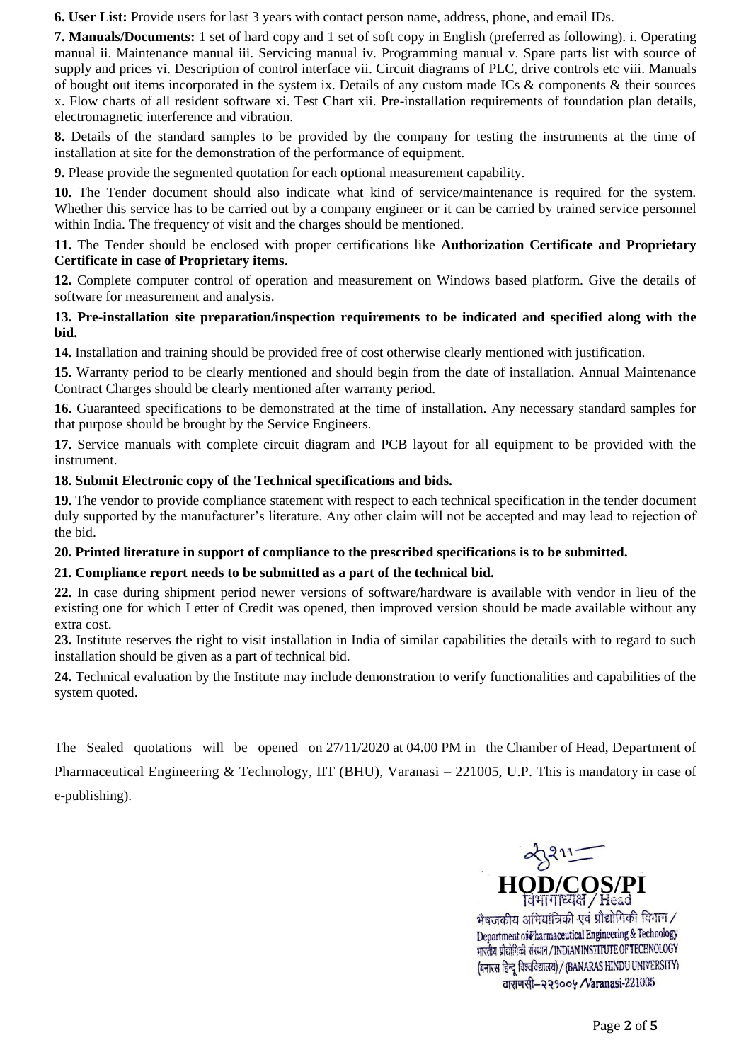**6. User List:** Provide users for last 3 years with contact person name, address, phone, and email IDs.

**7. Manuals/Documents:** 1 set of hard copy and 1 set of soft copy in English (preferred as following). i. Operating manual ii. Maintenance manual iii. Servicing manual iv. Programming manual v. Spare parts list with source of supply and prices vi. Description of control interface vii. Circuit diagrams of PLC, drive controls etc viii. Manuals of bought out items incorporated in the system ix. Details of any custom made ICs & components & their sources x. Flow charts of all resident software xi. Test Chart xii. Pre-installation requirements of foundation plan details, electromagnetic interference and vibration.

**8.** Details of the standard samples to be provided by the company for testing the instruments at the time of installation at site for the demonstration of the performance of equipment.

**9.** Please provide the segmented quotation for each optional measurement capability.

**10.** The Tender document should also indicate what kind of service/maintenance is required for the system. Whether this service has to be carried out by a company engineer or it can be carried by trained service personnel within India. The frequency of visit and the charges should be mentioned.

**11.** The Tender should be enclosed with proper certifications like **Authorization Certificate and Proprietary Certificate in case of Proprietary items**.

**12.** Complete computer control of operation and measurement on Windows based platform. Give the details of software for measurement and analysis.

**13. Pre-installation site preparation/inspection requirements to be indicated and specified along with the bid.**

**14.** Installation and training should be provided free of cost otherwise clearly mentioned with justification.

**15.** Warranty period to be clearly mentioned and should begin from the date of installation. Annual Maintenance Contract Charges should be clearly mentioned after warranty period.

**16.** Guaranteed specifications to be demonstrated at the time of installation. Any necessary standard samples for that purpose should be brought by the Service Engineers.

**17.** Service manuals with complete circuit diagram and PCB layout for all equipment to be provided with the instrument.

**18. Submit Electronic copy of the Technical specifications and bids.**

**19.** The vendor to provide compliance statement with respect to each technical specification in the tender document duly supported by the manufacturer's literature. Any other claim will not be accepted and may lead to rejection of the bid.

**20. Printed literature in support of compliance to the prescribed specifications is to be submitted.**

**21. Compliance report needs to be submitted as a part of the technical bid.**

**22.** In case during shipment period newer versions of software/hardware is available with vendor in lieu of the existing one for which Letter of Credit was opened, then improved version should be made available without any extra cost.

**23.** Institute reserves the right to visit installation in India of similar capabilities the details with to regard to such installation should be given as a part of technical bid.

**24.** Technical evaluation by the Institute may include demonstration to verify functionalities and capabilities of the system quoted.

The Sealed quotations will be opened on 27/11/2020 at 04.00 PM in the Chamber of Head, Department of Pharmaceutical Engineering & Technology, IIT (BHU), Varanasi – 221005, U.P. This is mandatory in case of e-publishing).

**HOD/COS/PI**

विभागाध्यक्ष / Head
भेषजकीय अभियांत्रिकी एवं प्रौद्योगिकी विभाग / Department of Pharmaceutical Engineering & Technology
भारतीय प्रौद्योगिकी संस्थान / INDIAN INSTITUTE OF TECHNOLOGY
(बनारस हिन्दू विश्वविद्यालय) / (BANARAS HINDU UNIVERSITY)
वाराणसी–२२१००५ /Varanasi-221005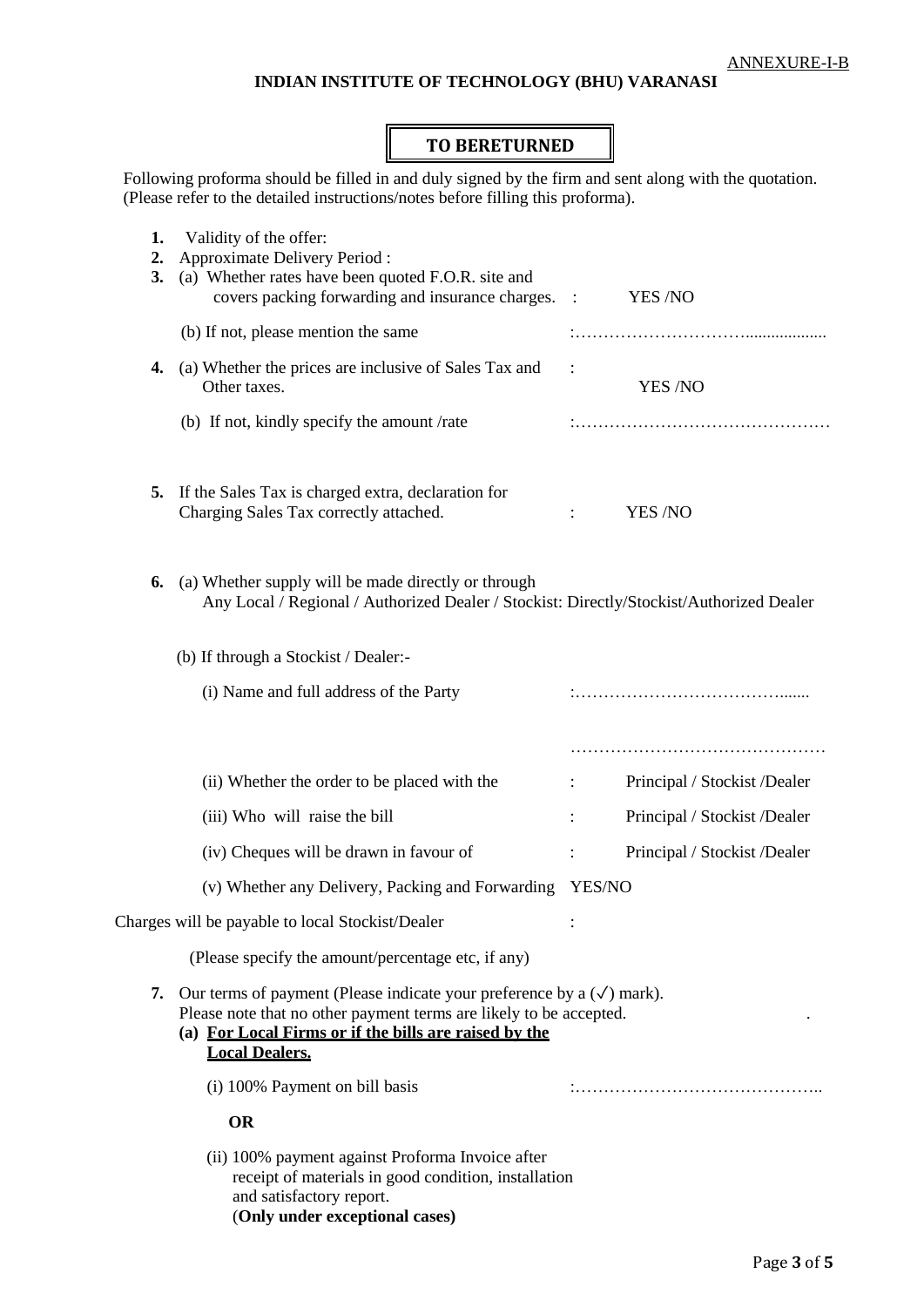ANNEXURE-I-B

**INDIAN INSTITUTE OF TECHNOLOGY (BHU) VARANASI**

**TO BERETURNED**

Following proforma should be filled in and duly signed by the firm and sent along with the quotation. (Please refer to the detailed instructions/notes before filling this proforma).

1. Validity of the offer:
2. Approximate Delivery Period :
3. (a) Whether rates have been quoted F.O.R. site and covers packing forwarding and insurance charges. : YES /NO

   (b) If not, please mention the same :…………………………..................

4. (a) Whether the prices are inclusive of Sales Tax and Other taxes. : YES /NO

   (b) If not, kindly specify the amount /rate :………………………………………

5. If the Sales Tax is charged extra, declaration for Charging Sales Tax correctly attached. : YES /NO

6. (a) Whether supply will be made directly or through Any Local / Regional / Authorized Dealer / Stockist: Directly/Stockist/Authorized Dealer

   (b) If through a Stockist / Dealer:-

   (i) Name and full address of the Party :…………………………………......

   ………………………………………

   (ii) Whether the order to be placed with the : Principal / Stockist /Dealer

   (iii) Who will raise the bill : Principal / Stockist /Dealer

   (iv) Cheques will be drawn in favour of : Principal / Stockist /Dealer

   (v) Whether any Delivery, Packing and Forwarding YES/NO

Charges will be payable to local Stockist/Dealer :

(Please specify the amount/percentage etc, if any)

7. Our terms of payment (Please indicate your preference by a (✓) mark). Please note that no other payment terms are likely to be accepted.

   **(a) For Local Firms or if the bills are raised by the Local Dealers.**

   (i) 100% Payment on bill basis :……………………………………..

   **OR**

   (ii) 100% payment against Proforma Invoice after receipt of materials in good condition, installation and satisfactory report.
   (**Only under exceptional cases)**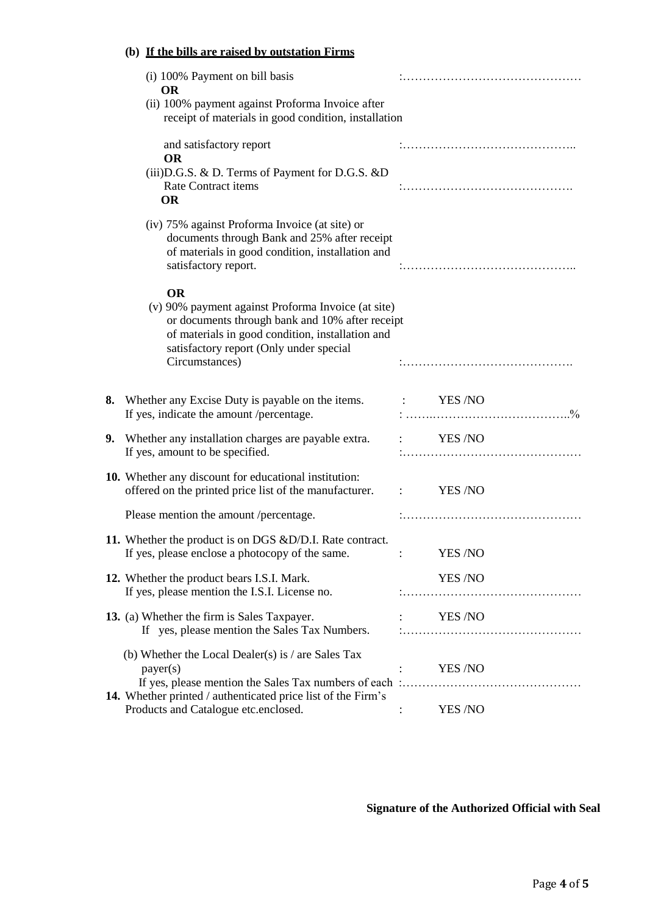**(b) If the bills are raised by outstation Firms**

(i) 100% Payment on bill basis :………………………………………

**OR**

(ii) 100% payment against Proforma Invoice after receipt of materials in good condition, installation and satisfactory report :……………………………………..

**OR**

(iii)D.G.S. & D. Terms of Payment for D.G.S. &D Rate Contract items :…………………………………….

**OR**

(iv) 75% against Proforma Invoice (at site) or documents through Bank and 25% after receipt of materials in good condition, installation and satisfactory report. :……………………………………..

**OR**

(v) 90% payment against Proforma Invoice (at site) or documents through bank and 10% after receipt of materials in good condition, installation and satisfactory report (Only under special Circumstances) :…………………………………….

**8.** Whether any Excise Duty is payable on the items. : YES /NO
If yes, indicate the amount /percentage. : ……………………………………..%

**9.** Whether any installation charges are payable extra. : YES /NO
If yes, amount to be specified. :………………………………………

**10.** Whether any discount for educational institution: offered on the printed price list of the manufacturer. : YES /NO

Please mention the amount /percentage. :………………………………………

**11.** Whether the product is on DGS &D/D.I. Rate contract.
If yes, please enclose a photocopy of the same. : YES /NO

**12.** Whether the product bears I.S.I. Mark. YES /NO
If yes, please mention the I.S.I. License no. :………………………………………

**13.** (a) Whether the firm is Sales Taxpayer. : YES /NO
If yes, please mention the Sales Tax Numbers. :………………………………………

(b) Whether the Local Dealer(s) is / are Sales Tax payer(s) : YES /NO
If yes, please mention the Sales Tax numbers of each :………………………………………

**14.** Whether printed / authenticated price list of the Firm's Products and Catalogue etc.enclosed. : YES /NO

**Signature of the Authorized Official with Seal**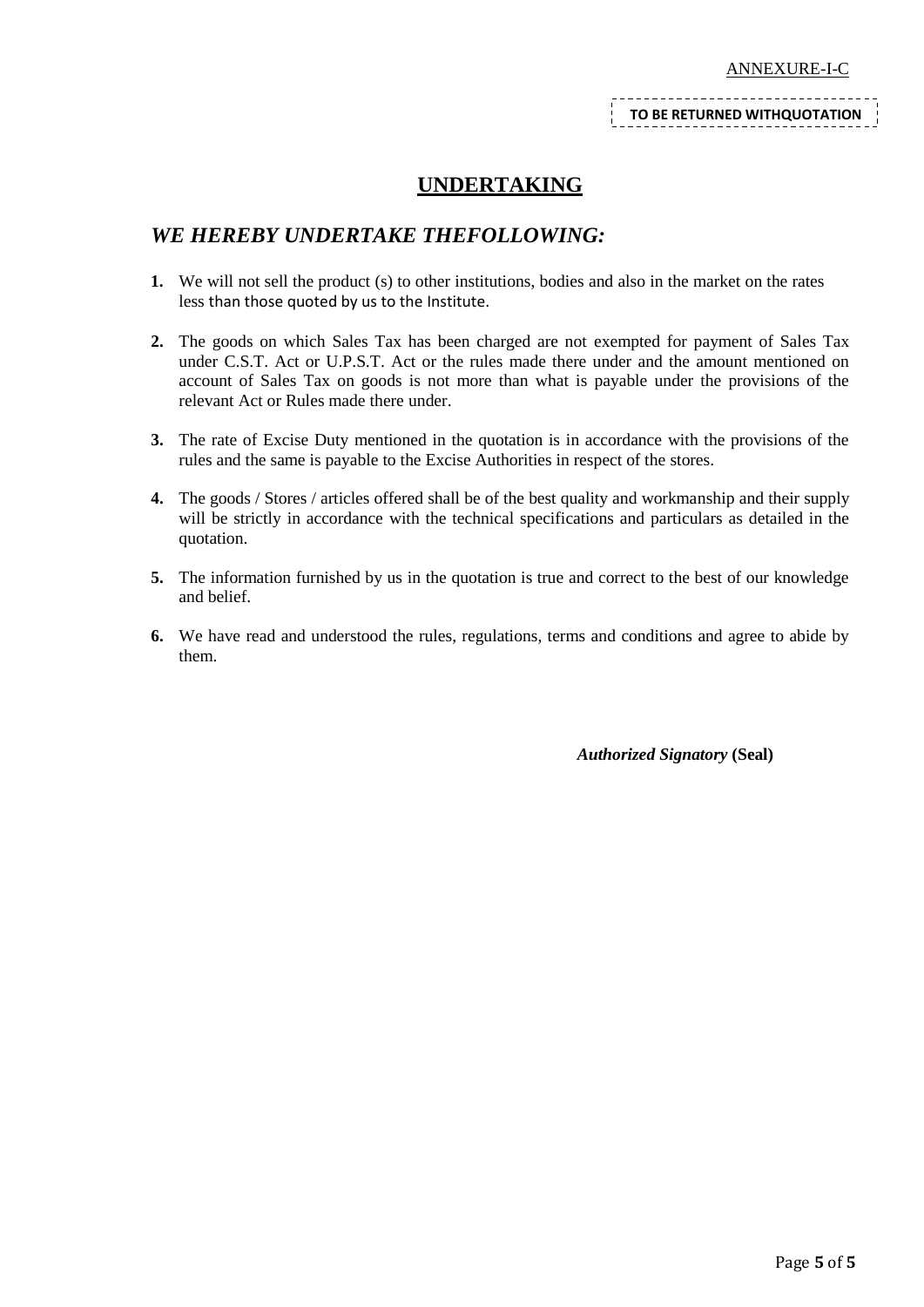ANNEXURE-I-C

**TO BE RETURNED WITHQUOTATION**

# UNDERTAKING

## *WE HEREBY UNDERTAKE THEFOLLOWING:*

1. We will not sell the product (s) to other institutions, bodies and also in the market on the rates less than those quoted by us to the Institute.

2. The goods on which Sales Tax has been charged are not exempted for payment of Sales Tax under C.S.T. Act or U.P.S.T. Act or the rules made there under and the amount mentioned on account of Sales Tax on goods is not more than what is payable under the provisions of the relevant Act or Rules made there under.

3. The rate of Excise Duty mentioned in the quotation is in accordance with the provisions of the rules and the same is payable to the Excise Authorities in respect of the stores.

4. The goods / Stores / articles offered shall be of the best quality and workmanship and their supply will be strictly in accordance with the technical specifications and particulars as detailed in the quotation.

5. The information furnished by us in the quotation is true and correct to the best of our knowledge and belief.

6. We have read and understood the rules, regulations, terms and conditions and agree to abide by them.

***Authorized Signatory*** **(Seal)**